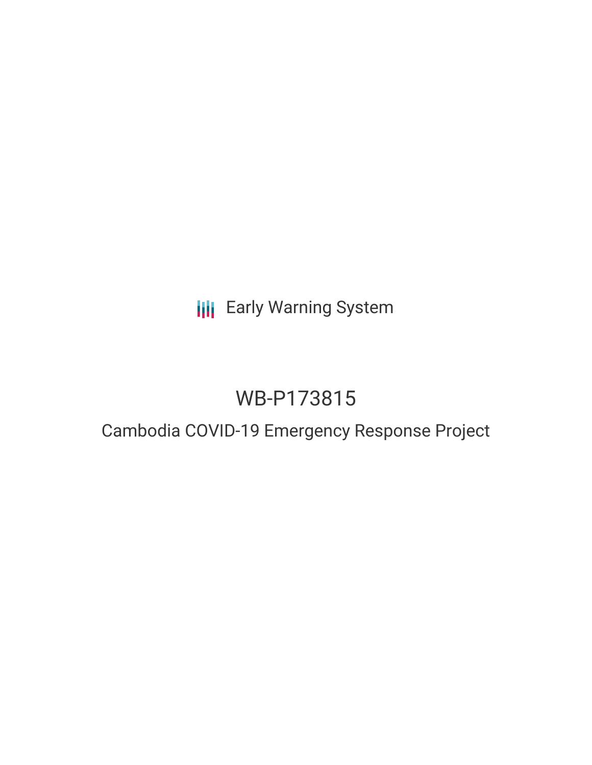Early Warning System

# WB-P173815

## Cambodia COVID-19 Emergency Response Project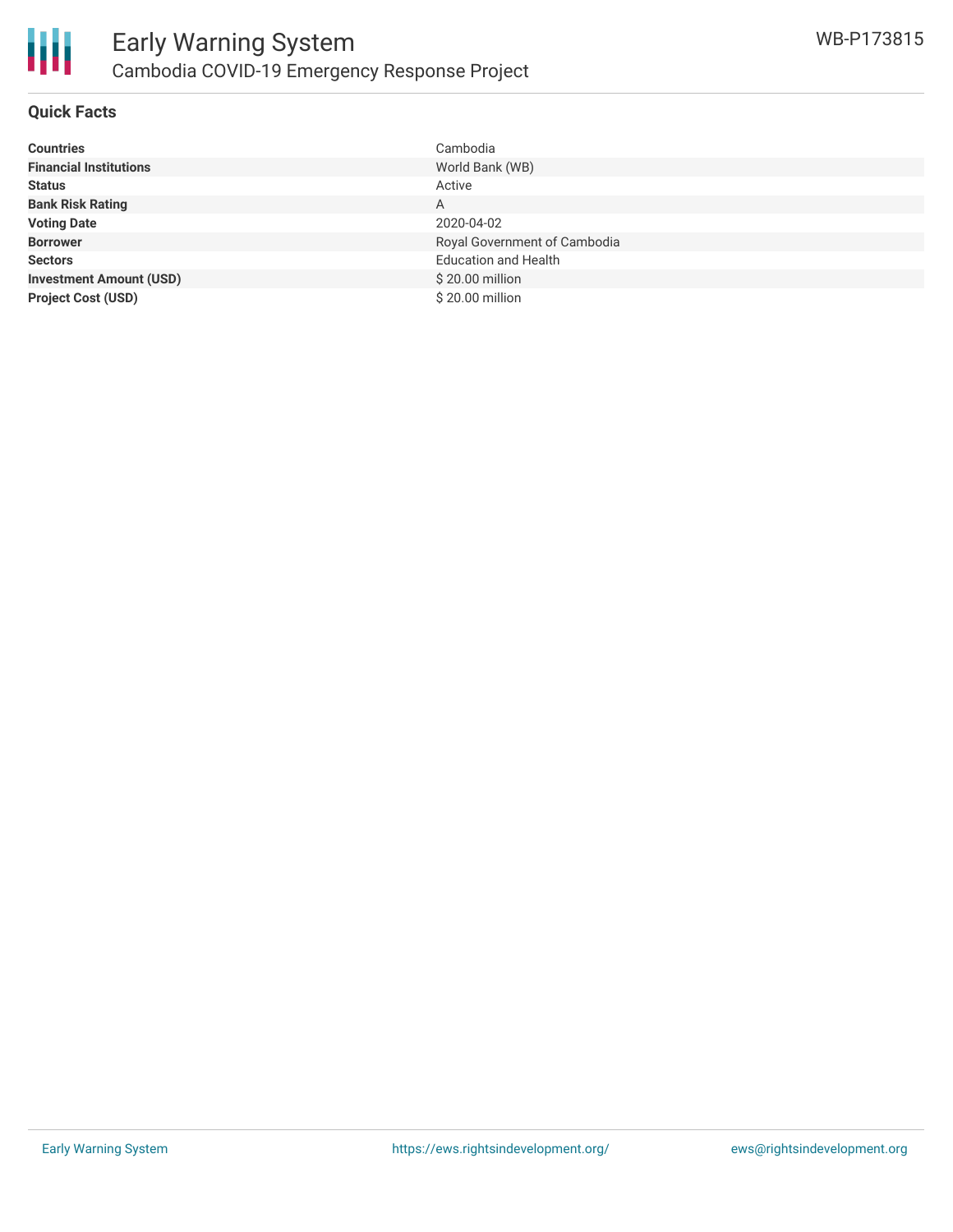## Quick Facts

| | |
|---|---|
| **Countries** | Cambodia |
| **Financial Institutions** | World Bank (WB) |
| **Status** | Active |
| **Bank Risk Rating** | A |
| **Voting Date** | 2020-04-02 |
| **Borrower** | Royal Government of Cambodia |
| **Sectors** | Education and Health |
| **Investment Amount (USD)** | $ 20.00 million |
| **Project Cost (USD)** | $ 20.00 million |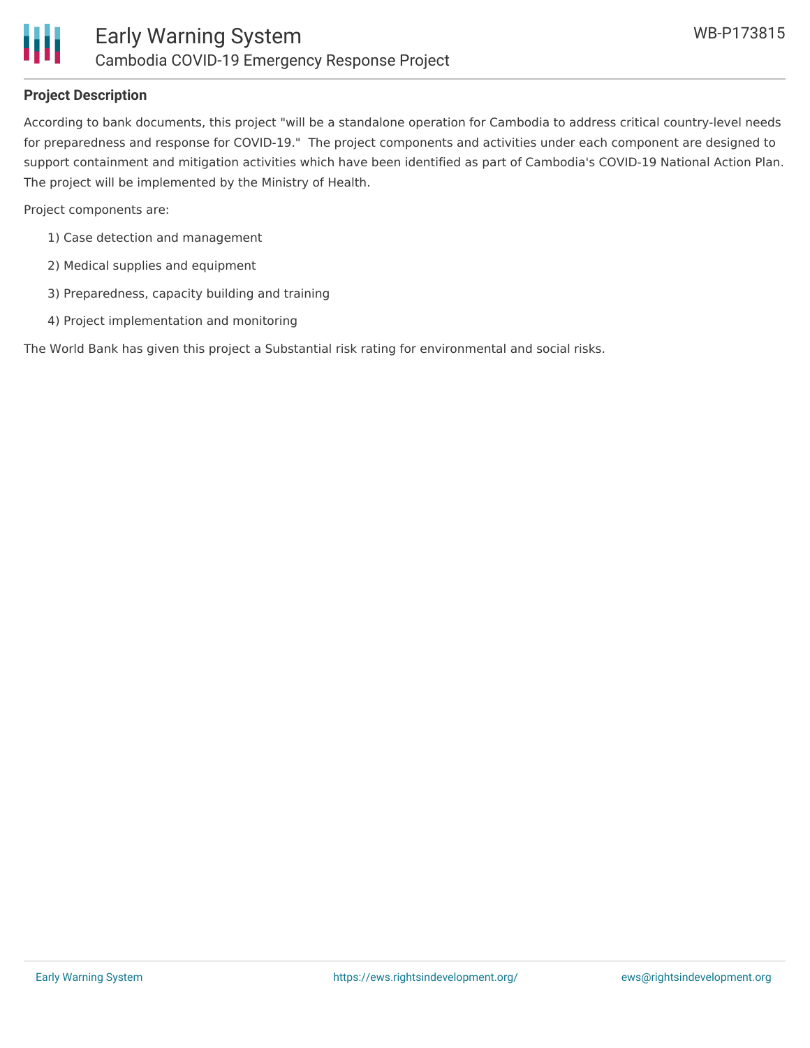## Project Description

According to bank documents, this project "will be a standalone operation for Cambodia to address critical country-level needs for preparedness and response for COVID-19." The project components and activities under each component are designed to support containment and mitigation activities which have been identified as part of Cambodia's COVID-19 National Action Plan. The project will be implemented by the Ministry of Health.

Project components are:

1) Case detection and management

2) Medical supplies and equipment

3) Preparedness, capacity building and training

4) Project implementation and monitoring

The World Bank has given this project a Substantial risk rating for environmental and social risks.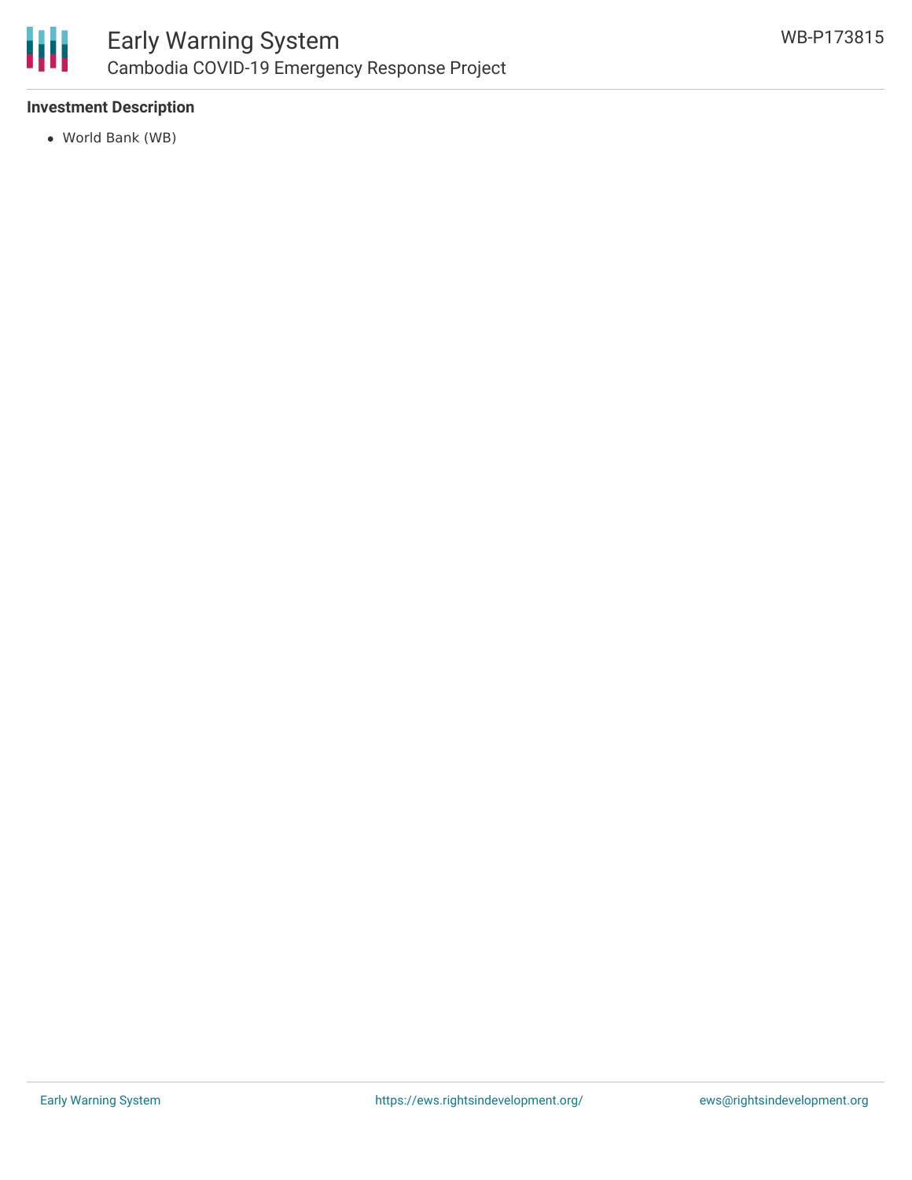**Investment Description**

- World Bank (WB)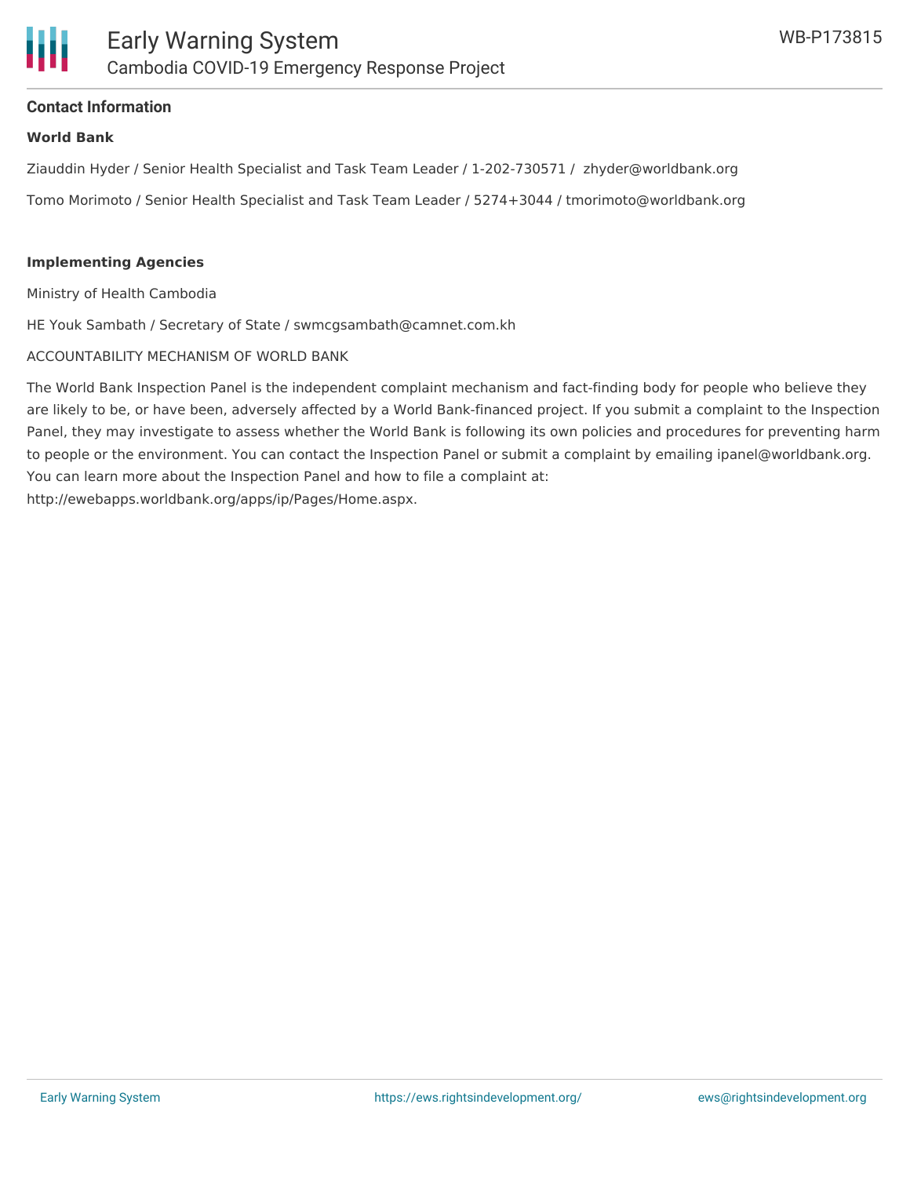## Contact Information

**World Bank**

Ziauddin Hyder / Senior Health Specialist and Task Team Leader / 1-202-730571 / zhyder@worldbank.org

Tomo Morimoto / Senior Health Specialist and Task Team Leader / 5274+3044 / tmorimoto@worldbank.org

**Implementing Agencies**

Ministry of Health Cambodia

HE Youk Sambath / Secretary of State / swmcgsambath@camnet.com.kh

ACCOUNTABILITY MECHANISM OF WORLD BANK

The World Bank Inspection Panel is the independent complaint mechanism and fact-finding body for people who believe they are likely to be, or have been, adversely affected by a World Bank-financed project. If you submit a complaint to the Inspection Panel, they may investigate to assess whether the World Bank is following its own policies and procedures for preventing harm to people or the environment. You can contact the Inspection Panel or submit a complaint by emailing ipanel@worldbank.org. You can learn more about the Inspection Panel and how to file a complaint at: http://ewebapps.worldbank.org/apps/ip/Pages/Home.aspx.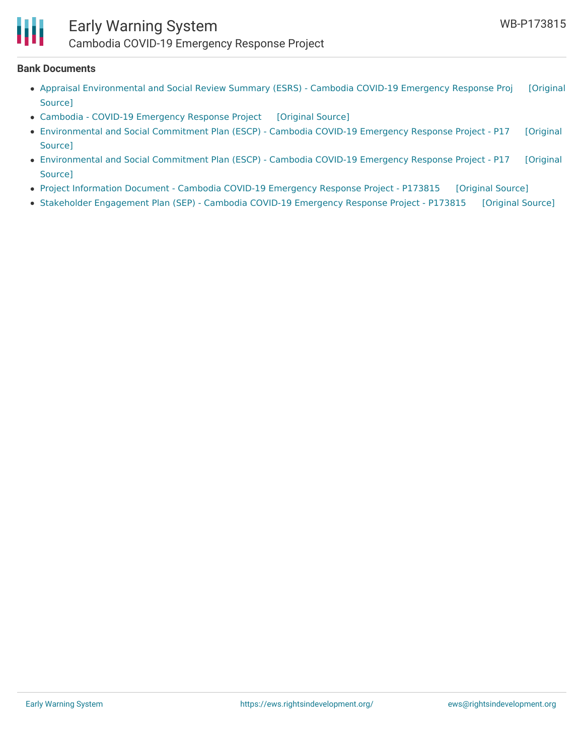**Bank Documents**

- Appraisal Environmental and Social Review Summary (ESRS) - Cambodia COVID-19 Emergency Response Proj [Original Source]
- Cambodia - COVID-19 Emergency Response Project [Original Source]
- Environmental and Social Commitment Plan (ESCP) - Cambodia COVID-19 Emergency Response Project - P17 [Original Source]
- Environmental and Social Commitment Plan (ESCP) - Cambodia COVID-19 Emergency Response Project - P17 [Original Source]
- Project Information Document - Cambodia COVID-19 Emergency Response Project - P173815 [Original Source]
- Stakeholder Engagement Plan (SEP) - Cambodia COVID-19 Emergency Response Project - P173815 [Original Source]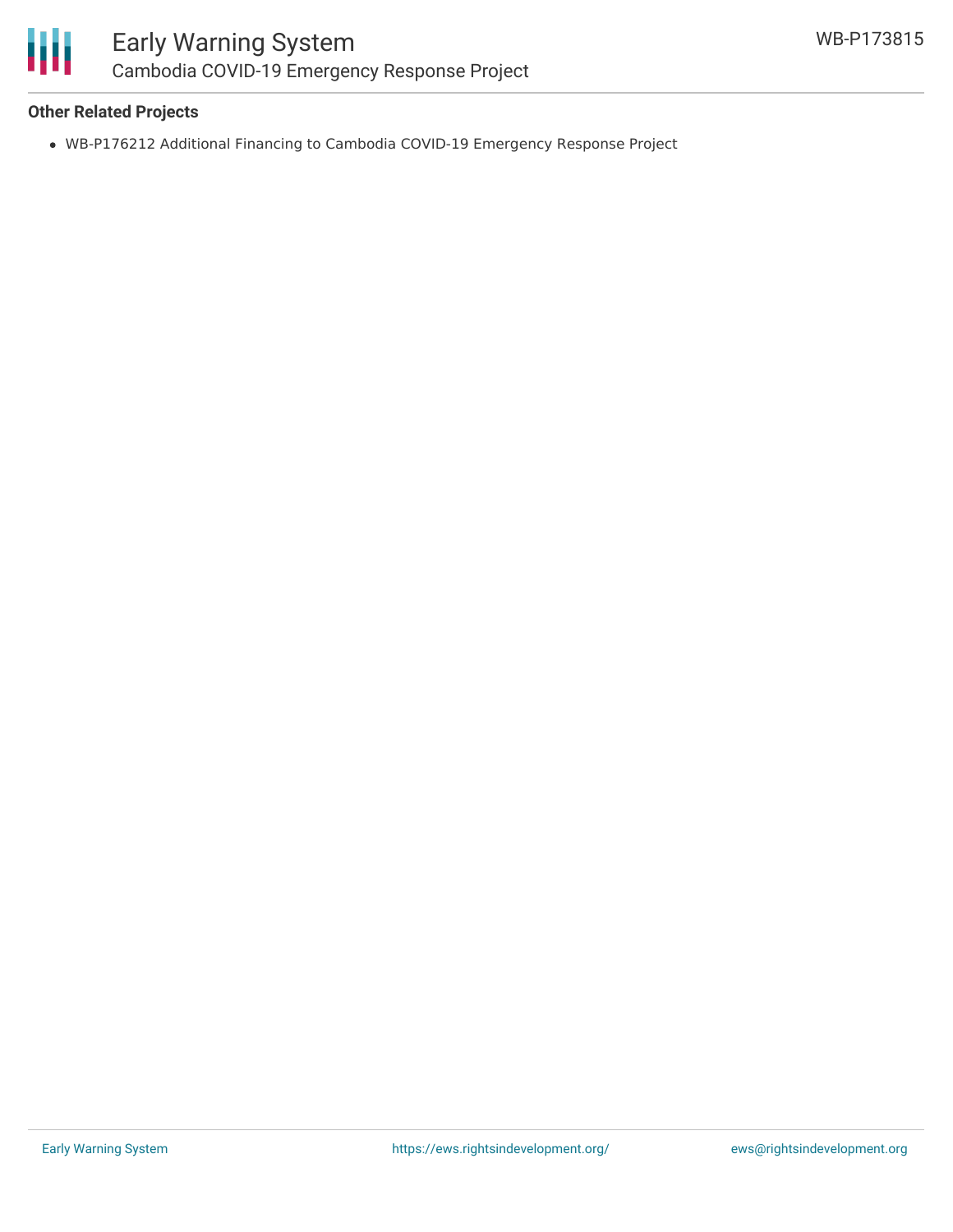**Other Related Projects**

- WB-P176212 Additional Financing to Cambodia COVID-19 Emergency Response Project